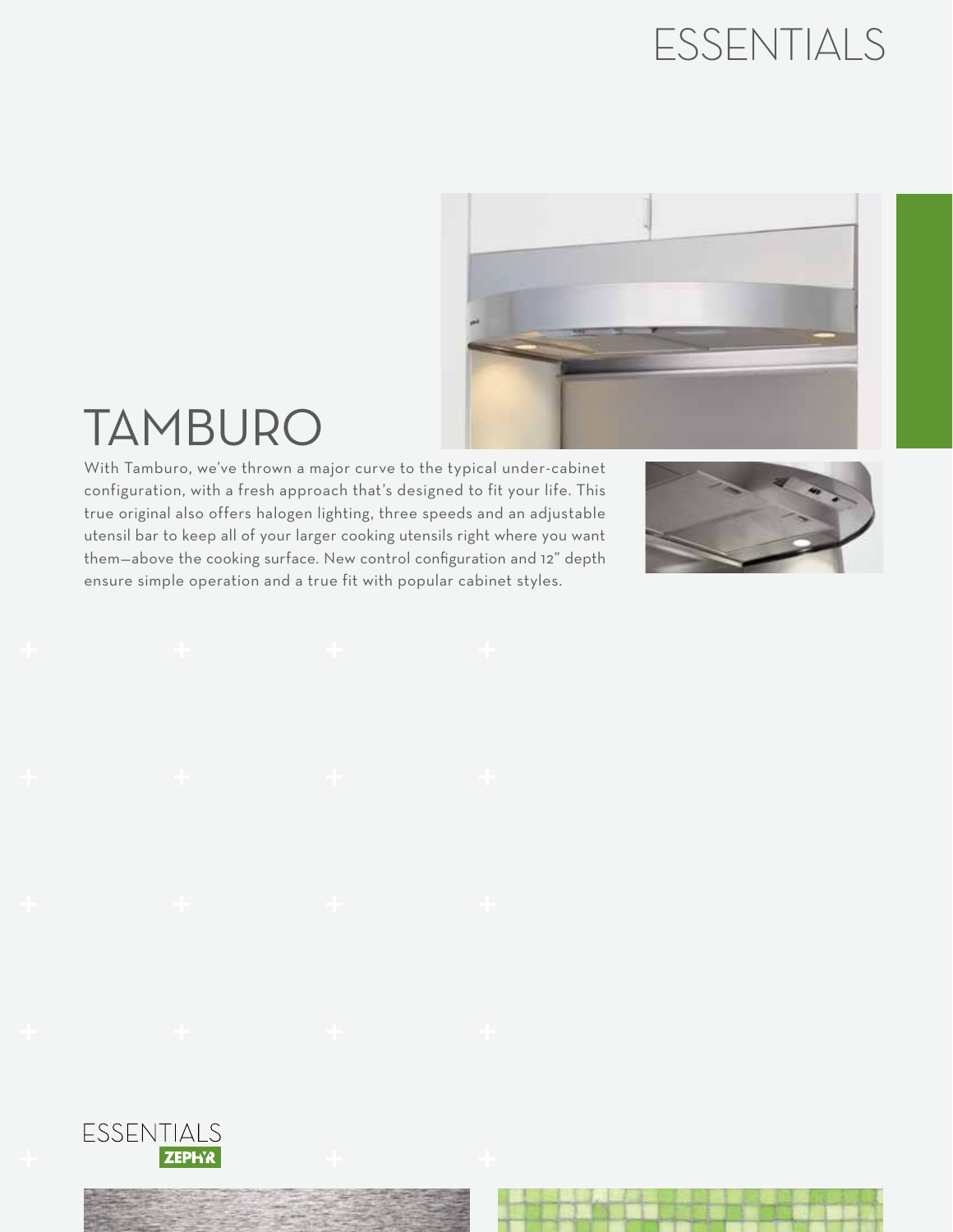# TAMBURO

With Tamburo, we've thrown a major curve to the typical under-cabinet configuration, with a fresh approach that's designed to fit your life. This true original also offers halogen lighting, three speeds and an adjustable utensil bar to keep all of your larger cooking utensils right where you want them—above the cooking surface. New control configuration and 12" depth ensure simple operation and a true fit with popular cabinet styles.

ESSENTIALS
ZEPHYR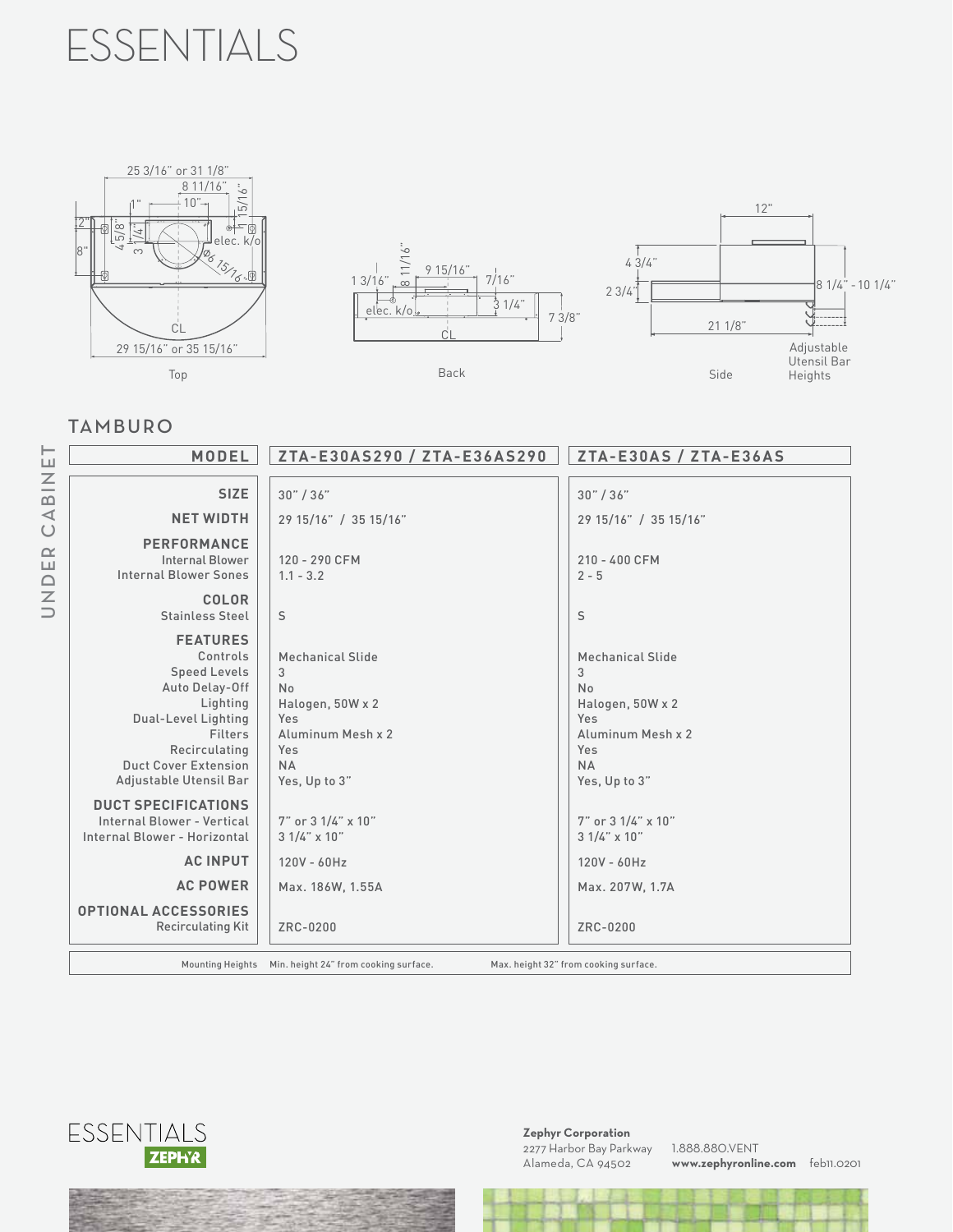# ESSENTIALS

25 3/16" or 31 1/8"
8 11/16"
10"
1"
15/16"
2"
8"
4 5/8"
3 1/4"
elec. k/o
Ø6 15/16
CL
29 15/16" or 35 15/16"
Top

8 11/16"
1 3/16"
9 15/16"
7/16"
3 1/4"
elec. k/o
CL
7 3/8"
Back

12"
4 3/4"
2 3/4"
8 1/4" - 10 1/4"
21 1/8"
Adjustable Utensil Bar Heights
Side

## TAMBURO

UNDER CABINET

| MODEL | ZTA-E30AS290 / ZTA-E36AS290 | ZTA-E30AS / ZTA-E36AS |
|---|---|---|
| **SIZE** | 30" / 36" | 30" / 36" |
| **NET WIDTH** | 29 15/16" / 35 15/16" | 29 15/16" / 35 15/16" |
| **PERFORMANCE** | | |
| Internal Blower | 120 - 290 CFM | 210 - 400 CFM |
| Internal Blower Sones | 1.1 - 3.2 | 2 - 5 |
| **COLOR** | | |
| Stainless Steel | S | S |
| **FEATURES** | | |
| Controls | Mechanical Slide | Mechanical Slide |
| Speed Levels | 3 | 3 |
| Auto Delay-Off | No | No |
| Lighting | Halogen, 50W x 2 | Halogen, 50W x 2 |
| Dual-Level Lighting | Yes | Yes |
| Filters | Aluminum Mesh x 2 | Aluminum Mesh x 2 |
| Recirculating | Yes | Yes |
| Duct Cover Extension | NA | NA |
| Adjustable Utensil Bar | Yes, Up to 3" | Yes, Up to 3" |
| **DUCT SPECIFICATIONS** | | |
| Internal Blower - Vertical | 7" or 3 1/4" x 10" | 7" or 3 1/4" x 10" |
| Internal Blower - Horizontal | 3 1/4" x 10" | 3 1/4" x 10" |
| **AC INPUT** | 120V - 60Hz | 120V - 60Hz |
| **AC POWER** | Max. 186W, 1.55A | Max. 207W, 1.7A |
| **OPTIONAL ACCESSORIES** | | |
| Recirculating Kit | ZRC-0200 | ZRC-0200 |

Mounting Heights: Min. height 24" from cooking surface. Max. height 32" from cooking surface.

ESSENTIALS ZEPHYR

**Zephyr Corporation**
2277 Harbor Bay Parkway
Alameda, CA 94502
1.888.880.VENT
**www.zephyronline.com**
feb11.0201